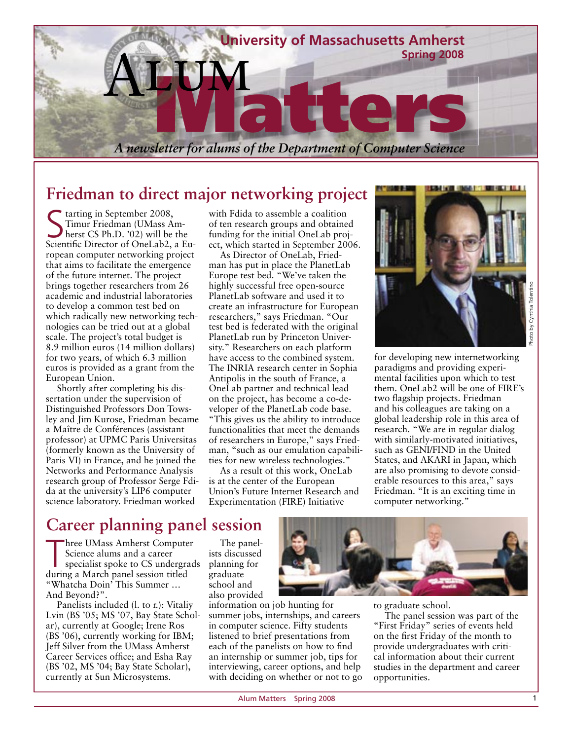# Alum Matters

**University of Massachusetts Amherst**
**Spring 2008**

*A newsletter for alums of the Department of Computer Science*

## Friedman to direct major networking project

Starting in September 2008, Timur Friedman (UMass Amherst CS Ph.D. '02) will be the Scientific Director of OneLab2, a European computer networking project that aims to facilitate the emergence of the future internet. The project brings together researchers from 26 academic and industrial laboratories to develop a common test bed on which radically new networking technologies can be tried out at a global scale. The project's total budget is 8.9 million euros (14 million dollars) for two years, of which 6.3 million euros is provided as a grant from the European Union.

Shortly after completing his dissertation under the supervision of Distinguished Professors Don Towsley and Jim Kurose, Friedman became a Maître de Conférences (assistant professor) at UPMC Paris Universitas (formerly known as the University of Paris VI) in France, and he joined the Networks and Performance Analysis research group of Professor Serge Fdida at the university's LIP6 computer science laboratory. Friedman worked with Fdida to assemble a coalition of ten research groups and obtained funding for the initial OneLab project, which started in September 2006.

As Director of OneLab, Friedman has put in place the PlanetLab Europe test bed. "We've taken the highly successful free open-source PlanetLab software and used it to create an infrastructure for European researchers," says Friedman. "Our test bed is federated with the original PlanetLab run by Princeton University." Researchers on each platform have access to the combined system. The INRIA research center in Sophia Antipolis in the south of France, a OneLab partner and technical lead on the project, has become a co-developer of the PlanetLab code base. "This gives us the ability to introduce functionalities that meet the demands of researchers in Europe," says Friedman, "such as our emulation capabilities for new wireless technologies."

As a result of this work, OneLab is at the center of the European Union's Future Internet Research and Experimentation (FIRE) Initiative for developing new internetworking paradigms and providing experimental facilities upon which to test them. OneLab2 will be one of FIRE's two flagship projects. Friedman and his colleagues are taking on a global leadership role in this area of research. "We are in regular dialog with similarly-motivated initiatives, such as GENI/FIND in the United States, and AKARI in Japan, which are also promising to devote considerable resources to this area," says Friedman. "It is an exciting time in computer networking."

Photo by Cynthia Tolentino

## Career planning panel session

Three UMass Amherst Computer Science alums and a career specialist spoke to CS undergrads during a March panel session titled "Whatcha Doin' This Summer … And Beyond?".

Panelists included (l. to r.): Vitaliy Lvin (BS '05; MS '07, Bay State Scholar), currently at Google; Irene Ros (BS '06), currently working for IBM; Jeff Silver from the UMass Amherst Career Services office; and Esha Ray (BS '02, MS '04; Bay State Scholar), currently at Sun Microsystems.

The panelists discussed planning for graduate school and also provided information on job hunting for summer jobs, internships, and careers in computer science. Fifty students listened to brief presentations from each of the panelists on how to find an internship or summer job, tips for interviewing, career options, and help with deciding on whether or not to go to graduate school.

The panel session was part of the "First Friday" series of events held on the first Friday of the month to provide undergraduates with critical information about their current studies in the department and career opportunities.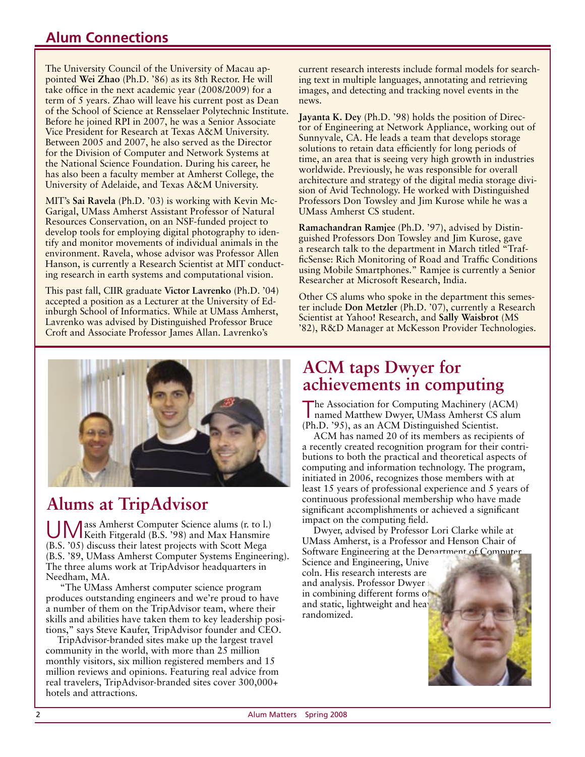## Alum Connections

The University Council of the University of Macau appointed **Wei Zhao** (Ph.D. '86) as its 8th Rector. He will take office in the next academic year (2008/2009) for a term of 5 years. Zhao will leave his current post as Dean of the School of Science at Rensselaer Polytechnic Institute. Before he joined RPI in 2007, he was a Senior Associate Vice President for Research at Texas A&M University. Between 2005 and 2007, he also served as the Director for the Division of Computer and Network Systems at the National Science Foundation. During his career, he has also been a faculty member at Amherst College, the University of Adelaide, and Texas A&M University.

MIT's **Sai Ravela** (Ph.D. '03) is working with Kevin McGarigal, UMass Amherst Assistant Professor of Natural Resources Conservation, on an NSF-funded project to develop tools for employing digital photography to identify and monitor movements of individual animals in the environment. Ravela, whose advisor was Professor Allen Hanson, is currently a Research Scientist at MIT conducting research in earth systems and computational vision.

This past fall, CIIR graduate **Victor Lavrenko** (Ph.D. '04) accepted a position as a Lecturer at the University of Edinburgh School of Informatics. While at UMass Amherst, Lavrenko was advised by Distinguished Professor Bruce Croft and Associate Professor James Allan. Lavrenko's current research interests include formal models for searching text in multiple languages, annotating and retrieving images, and detecting and tracking novel events in the news.

**Jayanta K. Dey** (Ph.D. '98) holds the position of Director of Engineering at Network Appliance, working out of Sunnyvale, CA. He leads a team that develops storage solutions to retain data efficiently for long periods of time, an area that is seeing very high growth in industries worldwide. Previously, he was responsible for overall architecture and strategy of the digital media storage division of Avid Technology. He worked with Distinguished Professors Don Towsley and Jim Kurose while he was a UMass Amherst CS student.

**Ramachandran Ramjee** (Ph.D. '97), advised by Distinguished Professors Don Towsley and Jim Kurose, gave a research talk to the department in March titled "TrafficSense: Rich Monitoring of Road and Traffic Conditions using Mobile Smartphones." Ramjee is currently a Senior Researcher at Microsoft Research, India.

Other CS alums who spoke in the department this semester include **Don Metzler** (Ph.D. '07), currently a Research Scientist at Yahoo! Research, and **Sally Waisbrot** (MS '82), R&D Manager at McKesson Provider Technologies.

## Alums at TripAdvisor

UMass Amherst Computer Science alums (r. to l.) Keith Fitgerald (B.S. '98) and Max Hansmire (B.S. '05) discuss their latest projects with Scott Mega (B.S. '89, UMass Amherst Computer Systems Engineering). The three alums work at TripAdvisor headquarters in Needham, MA.

"The UMass Amherst computer science program produces outstanding engineers and we're proud to have a number of them on the TripAdvisor team, where their skills and abilities have taken them to key leadership positions," says Steve Kaufer, TripAdvisor founder and CEO.

TripAdvisor-branded sites make up the largest travel community in the world, with more than 25 million monthly visitors, six million registered members and 15 million reviews and opinions. Featuring real advice from real travelers, TripAdvisor-branded sites cover 300,000+ hotels and attractions.

## ACM taps Dwyer for achievements in computing

The Association for Computing Machinery (ACM) named Matthew Dwyer, UMass Amherst CS alum (Ph.D. '95), as an ACM Distinguished Scientist.

ACM has named 20 of its members as recipients of a recently created recognition program for their contributions to both the practical and theoretical aspects of computing and information technology. The program, initiated in 2006, recognizes those members with at least 15 years of professional experience and 5 years of continuous professional membership who have made significant accomplishments or achieved a significant impact on the computing field.

Dwyer, advised by Professor Lori Clarke while at UMass Amherst, is a Professor and Henson Chair of Software Engineering at the Department of Computer Science and Engineering, Unive coln. His research interests are and analysis. Professor Dwyer in combining different forms o and static, lightweight and hea randomized.